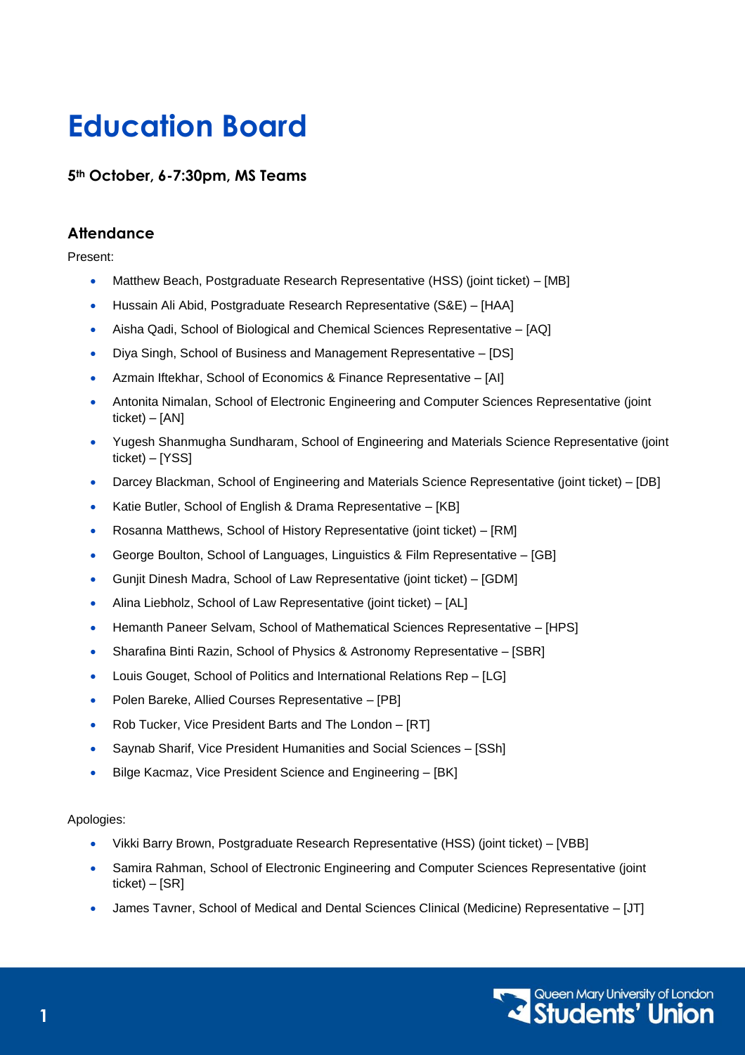# Education Board

**5th October, 6-7:30pm, MS Teams**

## Attendance

Present:

- Matthew Beach, Postgraduate Research Representative (HSS) (joint ticket) – [MB]
- Hussain Ali Abid, Postgraduate Research Representative (S&E) – [HAA]
- Aisha Qadi, School of Biological and Chemical Sciences Representative – [AQ]
- Diya Singh, School of Business and Management Representative – [DS]
- Azmain Iftekhar, School of Economics & Finance Representative – [AI]
- Antonita Nimalan, School of Electronic Engineering and Computer Sciences Representative (joint ticket) – [AN]
- Yugesh Shanmugha Sundharam, School of Engineering and Materials Science Representative (joint ticket) – [YSS]
- Darcey Blackman, School of Engineering and Materials Science Representative (joint ticket) – [DB]
- Katie Butler, School of English & Drama Representative – [KB]
- Rosanna Matthews, School of History Representative (joint ticket) – [RM]
- George Boulton, School of Languages, Linguistics & Film Representative – [GB]
- Gunjit Dinesh Madra, School of Law Representative (joint ticket) – [GDM]
- Alina Liebholz, School of Law Representative (joint ticket) – [AL]
- Hemanth Paneer Selvam, School of Mathematical Sciences Representative – [HPS]
- Sharafina Binti Razin, School of Physics & Astronomy Representative – [SBR]
- Louis Gouget, School of Politics and International Relations Rep – [LG]
- Polen Bareke, Allied Courses Representative – [PB]
- Rob Tucker, Vice President Barts and The London – [RT]
- Saynab Sharif, Vice President Humanities and Social Sciences – [SSh]
- Bilge Kacmaz, Vice President Science and Engineering – [BK]

Apologies:

- Vikki Barry Brown, Postgraduate Research Representative (HSS) (joint ticket) – [VBB]
- Samira Rahman, School of Electronic Engineering and Computer Sciences Representative (joint ticket) – [SR]
- James Tavner, School of Medical and Dental Sciences Clinical (Medicine) Representative – [JT]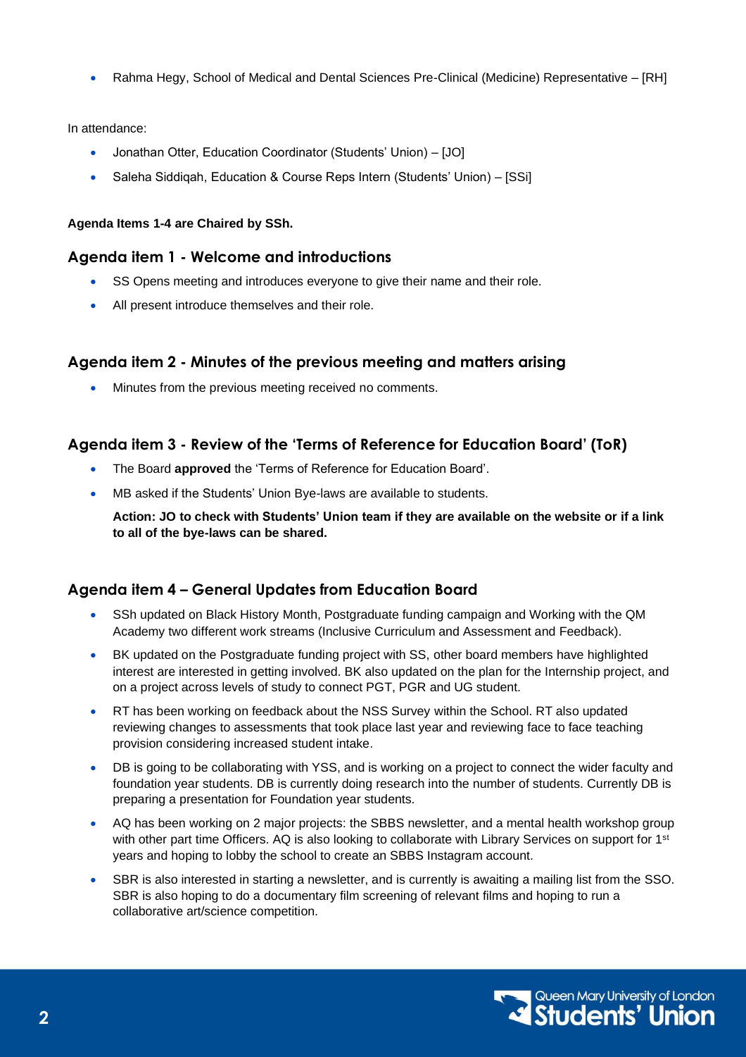- Rahma Hegy, School of Medical and Dental Sciences Pre-Clinical (Medicine) Representative – [RH]

In attendance:

- Jonathan Otter, Education Coordinator (Students' Union) – [JO]
- Saleha Siddiqah, Education & Course Reps Intern (Students' Union) – [SSi]

**Agenda Items 1-4 are Chaired by SSh.**

## Agenda item 1 - Welcome and introductions

- SS Opens meeting and introduces everyone to give their name and their role.
- All present introduce themselves and their role.

## Agenda item 2 - Minutes of the previous meeting and matters arising

- Minutes from the previous meeting received no comments.

## Agenda item 3 - Review of the 'Terms of Reference for Education Board' (ToR)

- The Board **approved** the 'Terms of Reference for Education Board'.
- MB asked if the Students' Union Bye-laws are available to students.

  **Action: JO to check with Students' Union team if they are available on the website or if a link to all of the bye-laws can be shared.**

## Agenda item 4 – General Updates from Education Board

- SSh updated on Black History Month, Postgraduate funding campaign and Working with the QM Academy two different work streams (Inclusive Curriculum and Assessment and Feedback).
- BK updated on the Postgraduate funding project with SS, other board members have highlighted interest are interested in getting involved. BK also updated on the plan for the Internship project, and on a project across levels of study to connect PGT, PGR and UG student.
- RT has been working on feedback about the NSS Survey within the School. RT also updated reviewing changes to assessments that took place last year and reviewing face to face teaching provision considering increased student intake.
- DB is going to be collaborating with YSS, and is working on a project to connect the wider faculty and foundation year students. DB is currently doing research into the number of students. Currently DB is preparing a presentation for Foundation year students.
- AQ has been working on 2 major projects: the SBBS newsletter, and a mental health workshop group with other part time Officers. AQ is also looking to collaborate with Library Services on support for 1st years and hoping to lobby the school to create an SBBS Instagram account.
- SBR is also interested in starting a newsletter, and is currently is awaiting a mailing list from the SSO. SBR is also hoping to do a documentary film screening of relevant films and hoping to run a collaborative art/science competition.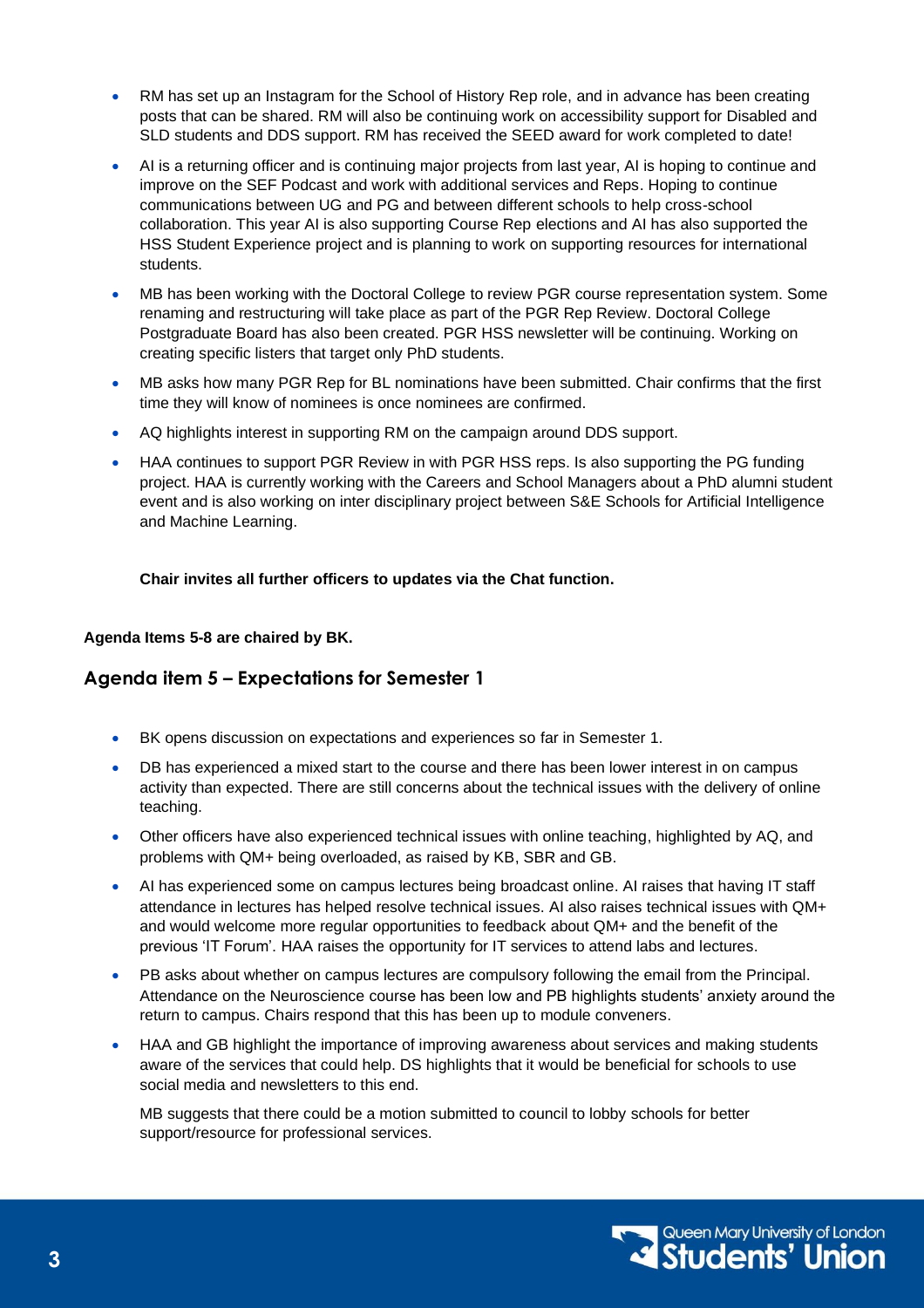- RM has set up an Instagram for the School of History Rep role, and in advance has been creating posts that can be shared. RM will also be continuing work on accessibility support for Disabled and SLD students and DDS support. RM has received the SEED award for work completed to date!
- AI is a returning officer and is continuing major projects from last year, AI is hoping to continue and improve on the SEF Podcast and work with additional services and Reps. Hoping to continue communications between UG and PG and between different schools to help cross-school collaboration. This year AI is also supporting Course Rep elections and AI has also supported the HSS Student Experience project and is planning to work on supporting resources for international students.
- MB has been working with the Doctoral College to review PGR course representation system. Some renaming and restructuring will take place as part of the PGR Rep Review. Doctoral College Postgraduate Board has also been created. PGR HSS newsletter will be continuing. Working on creating specific listers that target only PhD students.
- MB asks how many PGR Rep for BL nominations have been submitted. Chair confirms that the first time they will know of nominees is once nominees are confirmed.
- AQ highlights interest in supporting RM on the campaign around DDS support.
- HAA continues to support PGR Review in with PGR HSS reps. Is also supporting the PG funding project. HAA is currently working with the Careers and School Managers about a PhD alumni student event and is also working on inter disciplinary project between S&E Schools for Artificial Intelligence and Machine Learning.

**Chair invites all further officers to updates via the Chat function.**

**Agenda Items 5-8 are chaired by BK.**

## Agenda item 5 – Expectations for Semester 1

- BK opens discussion on expectations and experiences so far in Semester 1.
- DB has experienced a mixed start to the course and there has been lower interest in on campus activity than expected. There are still concerns about the technical issues with the delivery of online teaching.
- Other officers have also experienced technical issues with online teaching, highlighted by AQ, and problems with QM+ being overloaded, as raised by KB, SBR and GB.
- AI has experienced some on campus lectures being broadcast online. AI raises that having IT staff attendance in lectures has helped resolve technical issues. AI also raises technical issues with QM+ and would welcome more regular opportunities to feedback about QM+ and the benefit of the previous 'IT Forum'. HAA raises the opportunity for IT services to attend labs and lectures.
- PB asks about whether on campus lectures are compulsory following the email from the Principal. Attendance on the Neuroscience course has been low and PB highlights students' anxiety around the return to campus. Chairs respond that this has been up to module conveners.
- HAA and GB highlight the importance of improving awareness about services and making students aware of the services that could help. DS highlights that it would be beneficial for schools to use social media and newsletters to this end.

  MB suggests that there could be a motion submitted to council to lobby schools for better support/resource for professional services.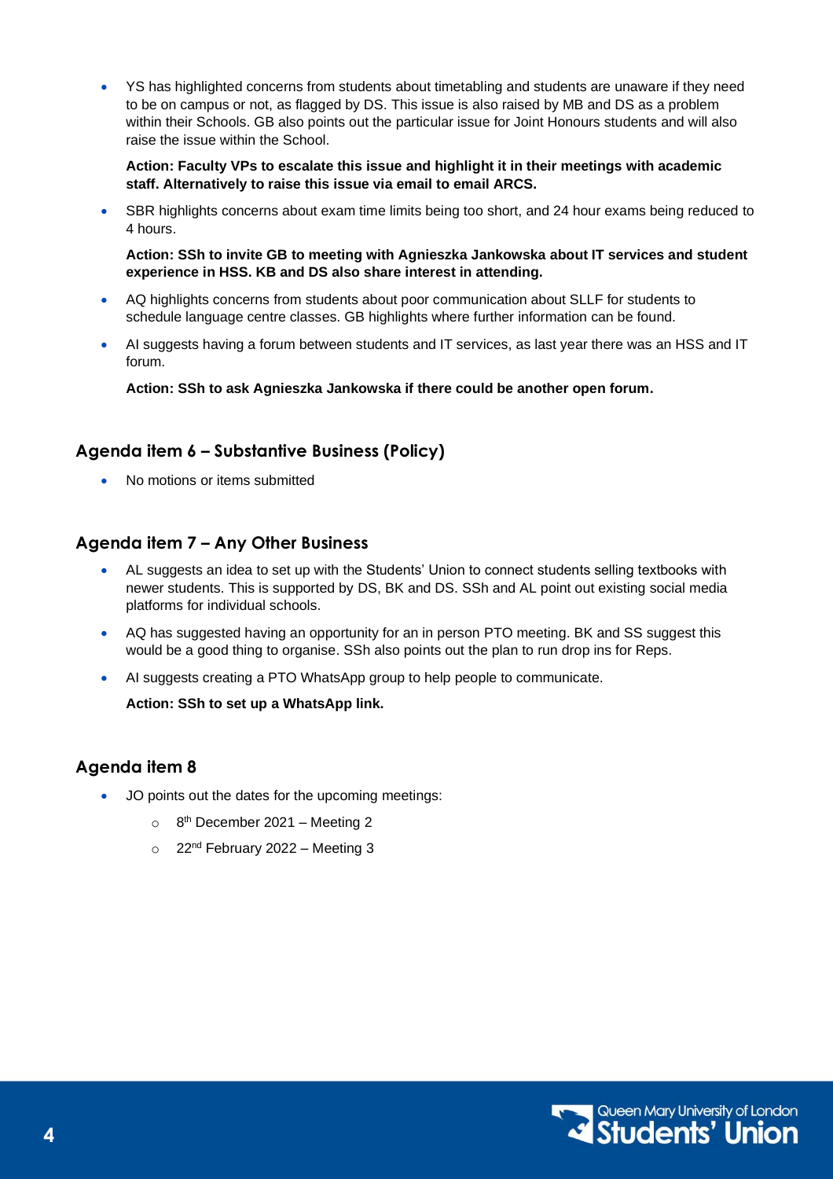- YS has highlighted concerns from students about timetabling and students are unaware if they need to be on campus or not, as flagged by DS. This issue is also raised by MB and DS as a problem within their Schools. GB also points out the particular issue for Joint Honours students and will also raise the issue within the School.

  **Action: Faculty VPs to escalate this issue and highlight it in their meetings with academic staff. Alternatively to raise this issue via email to email ARCS.**

- SBR highlights concerns about exam time limits being too short, and 24 hour exams being reduced to 4 hours.

  **Action: SSh to invite GB to meeting with Agnieszka Jankowska about IT services and student experience in HSS. KB and DS also share interest in attending.**

- AQ highlights concerns from students about poor communication about SLLF for students to schedule language centre classes. GB highlights where further information can be found.

- AI suggests having a forum between students and IT services, as last year there was an HSS and IT forum.

  **Action: SSh to ask Agnieszka Jankowska if there could be another open forum.**

## Agenda item 6 – Substantive Business (Policy)

- No motions or items submitted

## Agenda item 7 – Any Other Business

- AL suggests an idea to set up with the Students' Union to connect students selling textbooks with newer students. This is supported by DS, BK and DS. SSh and AL point out existing social media platforms for individual schools.

- AQ has suggested having an opportunity for an in person PTO meeting. BK and SS suggest this would be a good thing to organise. SSh also points out the plan to run drop ins for Reps.

- AI suggests creating a PTO WhatsApp group to help people to communicate.

  **Action: SSh to set up a WhatsApp link.**

## Agenda item 8

- JO points out the dates for the upcoming meetings:
  - 8th December 2021 – Meeting 2
  - 22nd February 2022 – Meeting 3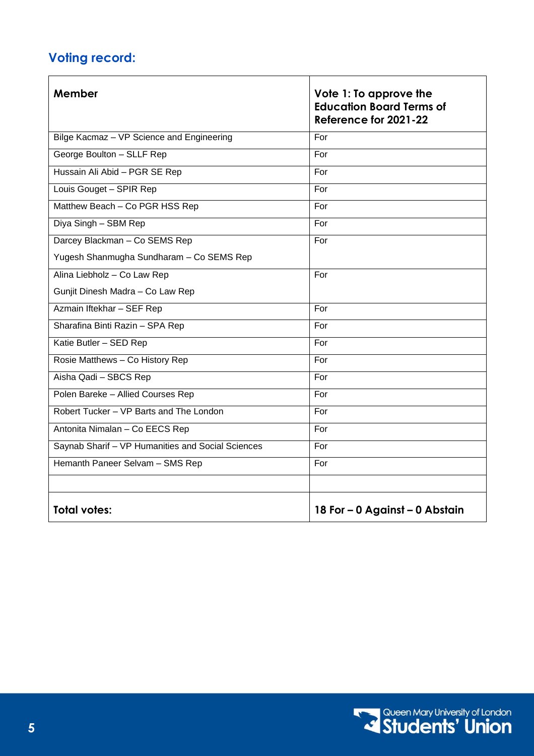## Voting record:

| Member | Vote 1: To approve the Education Board Terms of Reference for 2021-22 |
|---|---|
| Bilge Kacmaz – VP Science and Engineering | For |
| George Boulton – SLLF Rep | For |
| Hussain Ali Abid – PGR SE Rep | For |
| Louis Gouget – SPIR Rep | For |
| Matthew Beach – Co PGR HSS Rep | For |
| Diya Singh – SBM Rep | For |
| Darcey Blackman – Co SEMS Rep<br>Yugesh Shanmugha Sundharam – Co SEMS Rep | For |
| Alina Liebholz – Co Law Rep<br>Gunjit Dinesh Madra – Co Law Rep | For |
| Azmain Iftekhar – SEF Rep | For |
| Sharafina Binti Razin – SPA Rep | For |
| Katie Butler – SED Rep | For |
| Rosie Matthews – Co History Rep | For |
| Aisha Qadi – SBCS Rep | For |
| Polen Bareke – Allied Courses Rep | For |
| Robert Tucker – VP Barts and The London | For |
| Antonita Nimalan – Co EECS Rep | For |
| Saynab Sharif – VP Humanities and Social Sciences | For |
| Hemanth Paneer Selvam – SMS Rep | For |
| | |
| **Total votes:** | **18 For – 0 Against – 0 Abstain** |